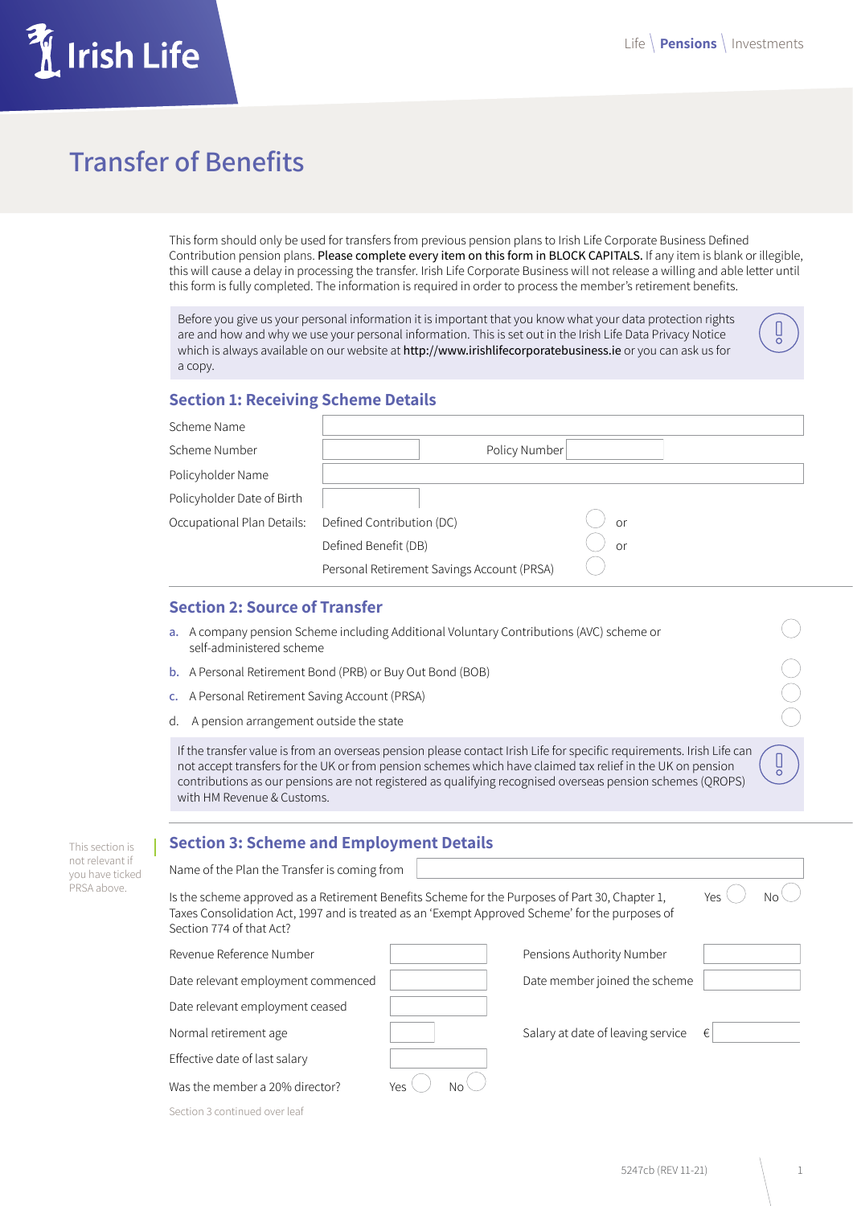Irish Life

Life \ **Pensions** \ Investments

# Transfer of Benefits

This form should only be used for transfers from previous pension plans to Irish Life Corporate Business Defined Contribution pension plans. **Please complete every item on this form in BLOCK CAPITALS.** If any item is blank or illegible, this will cause a delay in processing the transfer. Irish Life Corporate Business will not release a willing and able letter until this form is fully completed. The information is required in order to process the member's retirement benefits.

> Before you give us your personal information it is important that you know what your data protection rights are and how and why we use your personal information. This is set out in the Irish Life Data Privacy Notice which is always available on our website at **http://www.irishlifecorporatebusiness.ie** or you can ask us for a copy.

## Section 1: Receiving Scheme Details

| | | | |
|---|---|---|---|
| Scheme Name | | | |
| Scheme Number | | Policy Number | |
| Policyholder Name | | | |
| Policyholder Date of Birth | | | |

Occupational Plan Details:

- Defined Contribution (DC) ◯ or
- Defined Benefit (DB) ◯ or
- Personal Retirement Savings Account (PRSA) ◯

## Section 2: Source of Transfer

a. A company pension Scheme including Additional Voluntary Contributions (AVC) scheme or self-administered scheme ◯

b. A Personal Retirement Bond (PRB) or Buy Out Bond (BOB) ◯

c. A Personal Retirement Saving Account (PRSA) ◯

d. A pension arrangement outside the state ◯

> If the transfer value is from an overseas pension please contact Irish Life for specific requirements. Irish Life can not accept transfers for the UK or from pension schemes which have claimed tax relief in the UK on pension contributions as our pensions are not registered as qualifying recognised overseas pension schemes (QROPS) with HM Revenue & Customs.

## Section 3: Scheme and Employment Details

*This section is not relevant if you have ticked PRSA above.*

Name of the Plan the Transfer is coming from

Is the scheme approved as a Retirement Benefits Scheme for the Purposes of Part 30, Chapter 1, Taxes Consolidation Act, 1997 and is treated as an 'Exempt Approved Scheme' for the purposes of Section 774 of that Act? Yes ◯ No ◯

| | | | |
|---|---|---|---|
| Revenue Reference Number | | Pensions Authority Number | |
| Date relevant employment commenced | | Date member joined the scheme | |
| Date relevant employment ceased | | | |
| Normal retirement age | | Salary at date of leaving service | € |
| Effective date of last salary | | | |
| Was the member a 20% director? | Yes ◯ No ◯ | | |

Section 3 continued over leaf

5247cb (REV 11-21)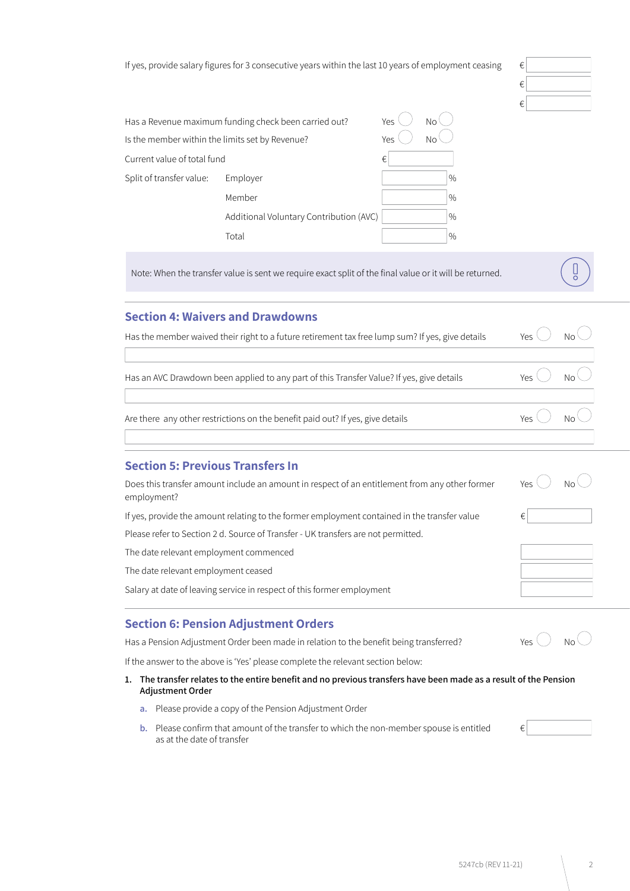If yes, provide salary figures for 3 consecutive years within the last 10 years of employment ceasing

€ ______

€ ______

€ ______

Has a Revenue maximum funding check been carried out? Yes ◯ No ◯

Is the member within the limits set by Revenue? Yes ◯ No ◯

Current value of total fund € ______

| Split of transfer value: | | |
|---|---|---|
| | Employer | ______ % |
| | Member | ______ % |
| | Additional Voluntary Contribution (AVC) | ______ % |
| | Total | ______ % |

Note: When the transfer value is sent we require exact split of the final value or it will be returned.

## Section 4: Waivers and Drawdowns

Has the member waived their right to a future retirement tax free lump sum? If yes, give details Yes ◯ No ◯

______

Has an AVC Drawdown been applied to any part of this Transfer Value? If yes, give details Yes ◯ No ◯

______

Are there any other restrictions on the benefit paid out? If yes, give details Yes ◯ No ◯

______

## Section 5: Previous Transfers In

Does this transfer amount include an amount in respect of an entitlement from any other former employment? Yes ◯ No ◯

If yes, provide the amount relating to the former employment contained in the transfer value € ______

Please refer to Section 2 d. Source of Transfer - UK transfers are not permitted.

The date relevant employment commenced ______

The date relevant employment ceased ______

Salary at date of leaving service in respect of this former employment ______

## Section 6: Pension Adjustment Orders

Has a Pension Adjustment Order been made in relation to the benefit being transferred? Yes ◯ No ◯

If the answer to the above is 'Yes' please complete the relevant section below:

1. **The transfer relates to the entire benefit and no previous transfers have been made as a result of the Pension Adjustment Order**
   a. Please provide a copy of the Pension Adjustment Order
   b. Please confirm that amount of the transfer to which the non-member spouse is entitled as at the date of transfer € ______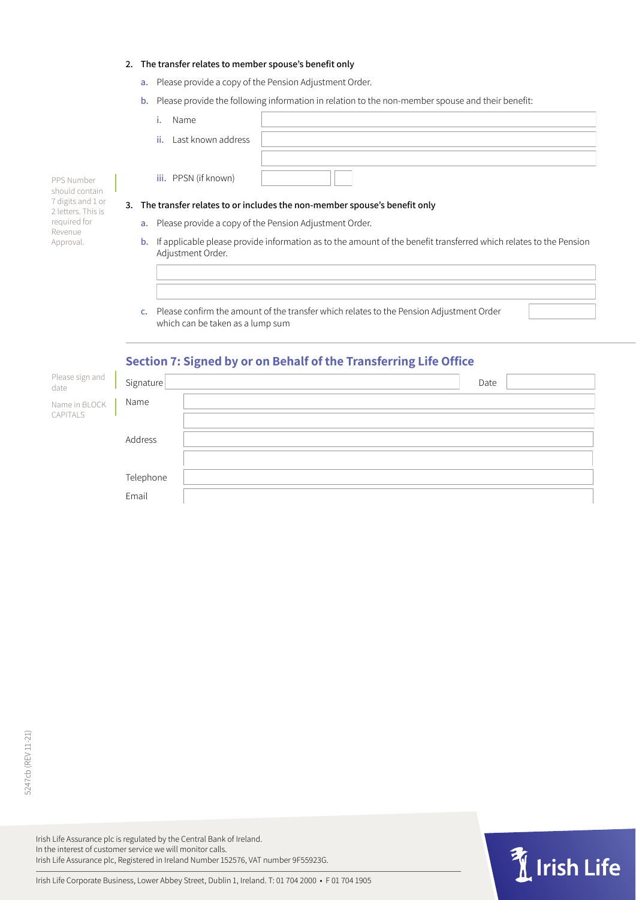2. **The transfer relates to member spouse's benefit only**

   a. Please provide a copy of the Pension Adjustment Order.

   b. Please provide the following information in relation to the non-member spouse and their benefit:

      i. Name

      ii. Last known address

      iii. PPSN (if known)

PPS Number should contain 7 digits and 1 or 2 letters. This is required for Revenue Approval.

3. **The transfer relates to or includes the non-member spouse's benefit only**

   a. Please provide a copy of the Pension Adjustment Order.

   b. If applicable please provide information as to the amount of the benefit transferred which relates to the Pension Adjustment Order.

   c. Please confirm the amount of the transfer which relates to the Pension Adjustment Order which can be taken as a lump sum

## Section 7: Signed by or on Behalf of the Transferring Life Office

Please sign and date

Name in BLOCK CAPITALS

Signature

Date

Name

Address

Telephone

Email

Irish Life Assurance plc is regulated by the Central Bank of Ireland.
In the interest of customer service we will monitor calls.
Irish Life Assurance plc, Registered in Ireland Number 152576, VAT number 9F55923G.

Irish Life Corporate Business, Lower Abbey Street, Dublin 1, Ireland. T: 01 704 2000 • F 01 704 1905

5247cb (REV 11-21)